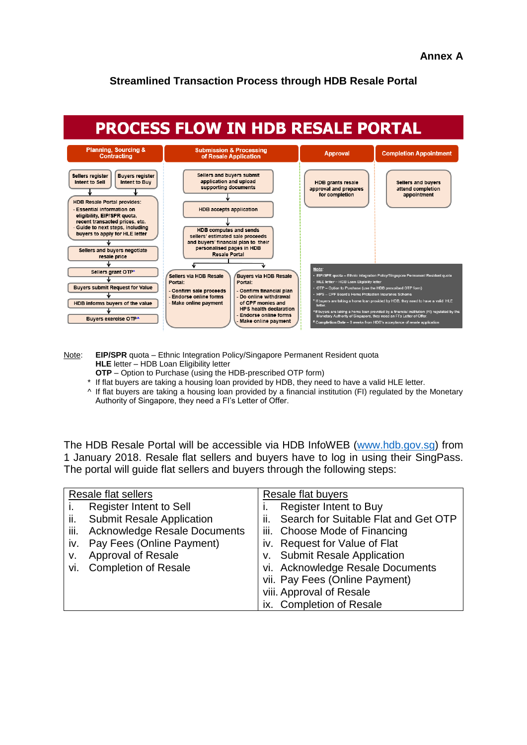Annex A

## Streamlined Transaction Process through HDB Resale Portal

# PROCESS FLOW IN HDB RESALE PORTAL

**Planning, Sourcing & Contracting**

- Sellers register Intent to Sell
- Buyers register Intent to Buy
- HDB Resale Portal provides:
  - Essential information on eligibility, EIP/SPR quota, recent transacted prices, etc.
  - Guide to next steps, including buyers to apply for HLE letter
- Sellers and buyers negotiate resale price
- Sellers grant OTP*
- Buyers submit Request for Value
- HDB informs buyers of the value
- Buyers exercise OTP^

**Submission & Processing of Resale Application**

- Sellers and buyers submit application and upload supporting documents
- HDB accepts application
- HDB computes and sends sellers' estimated sale proceeds and buyers' financial plan to their personalised pages in HDB Resale Portal
- Sellers via HDB Resale Portal:
  - Confirm sale proceeds
  - Endorse online forms
  - Make online payment
- Buyers via HDB Resale Portal:
  - Confirm financial plan
  - Do online withdrawal of CPF monies and HPS health declaration
  - Endorse online forms
  - Make online payment

**Approval**

- HDB grants resale approval and prepares for completion

**Completion Appointment**

- Sellers and buyers attend completion appointment

Note:
- EIP/SPR quota – Ethnic Integration Policy/Singapore Permanent Resident quota
- HLE letter – HDB Loan Eligibility letter
- OTP – Option to Purchase (use the HDB prescribed OTP form)
- HPS – CPF Board's Home Protection Insurance Scheme

\* If buyers are taking a home loan provided by HDB, they need to have a valid HLE letter.

^ If buyers are taking a home loan provided by a financial institution (FI) regulated by the Monetary Authority of Singapore, they need an FI's Letter of Offer.

\# Completion Date – 8 weeks from HDB's acceptance of resale application

Note: **EIP/SPR** quota – Ethnic Integration Policy/Singapore Permanent Resident quota
**HLE** letter – HDB Loan Eligibility letter
**OTP** – Option to Purchase (using the HDB-prescribed OTP form)

\* If flat buyers are taking a housing loan provided by HDB, they need to have a valid HLE letter.

^ If flat buyers are taking a housing loan provided by a financial institution (FI) regulated by the Monetary Authority of Singapore, they need a FI's Letter of Offer.

The HDB Resale Portal will be accessible via HDB InfoWEB (www.hdb.gov.sg) from 1 January 2018. Resale flat sellers and buyers have to log in using their SingPass. The portal will guide flat sellers and buyers through the following steps:

| Resale flat sellers | Resale flat buyers |
|---|---|
| i. Register Intent to Sell | i. Register Intent to Buy |
| ii. Submit Resale Application | ii. Search for Suitable Flat and Get OTP |
| iii. Acknowledge Resale Documents | iii. Choose Mode of Financing |
| iv. Pay Fees (Online Payment) | iv. Request for Value of Flat |
| v. Approval of Resale | v. Submit Resale Application |
| vi. Completion of Resale | vi. Acknowledge Resale Documents |
| | vii. Pay Fees (Online Payment) |
| | viii. Approval of Resale |
| | ix. Completion of Resale |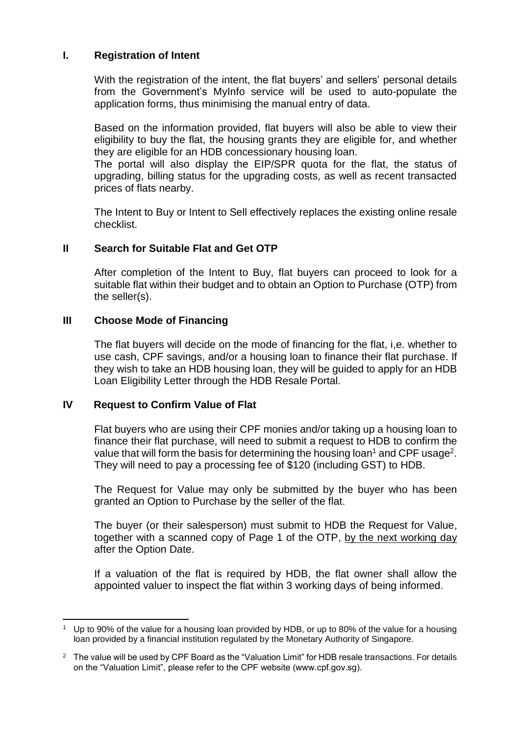## I. Registration of Intent

With the registration of the intent, the flat buyers' and sellers' personal details from the Government's MyInfo service will be used to auto-populate the application forms, thus minimising the manual entry of data.

Based on the information provided, flat buyers will also be able to view their eligibility to buy the flat, the housing grants they are eligible for, and whether they are eligible for an HDB concessionary housing loan.
The portal will also display the EIP/SPR quota for the flat, the status of upgrading, billing status for the upgrading costs, as well as recent transacted prices of flats nearby.

The Intent to Buy or Intent to Sell effectively replaces the existing online resale checklist.

## II Search for Suitable Flat and Get OTP

After completion of the Intent to Buy, flat buyers can proceed to look for a suitable flat within their budget and to obtain an Option to Purchase (OTP) from the seller(s).

## III Choose Mode of Financing

The flat buyers will decide on the mode of financing for the flat, i,e. whether to use cash, CPF savings, and/or a housing loan to finance their flat purchase. If they wish to take an HDB housing loan, they will be guided to apply for an HDB Loan Eligibility Letter through the HDB Resale Portal.

## IV Request to Confirm Value of Flat

Flat buyers who are using their CPF monies and/or taking up a housing loan to finance their flat purchase, will need to submit a request to HDB to confirm the value that will form the basis for determining the housing loan[1] and CPF usage[2]. They will need to pay a processing fee of $120 (including GST) to HDB.

The Request for Value may only be submitted by the buyer who has been granted an Option to Purchase by the seller of the flat.

The buyer (or their salesperson) must submit to HDB the Request for Value, together with a scanned copy of Page 1 of the OTP, <u>by the next working day</u> after the Option Date.

If a valuation of the flat is required by HDB, the flat owner shall allow the appointed valuer to inspect the flat within 3 working days of being informed.

---

[1] Up to 90% of the value for a housing loan provided by HDB, or up to 80% of the value for a housing loan provided by a financial institution regulated by the Monetary Authority of Singapore.

[2] The value will be used by CPF Board as the "Valuation Limit" for HDB resale transactions. For details on the "Valuation Limit", please refer to the CPF website (www.cpf.gov.sg).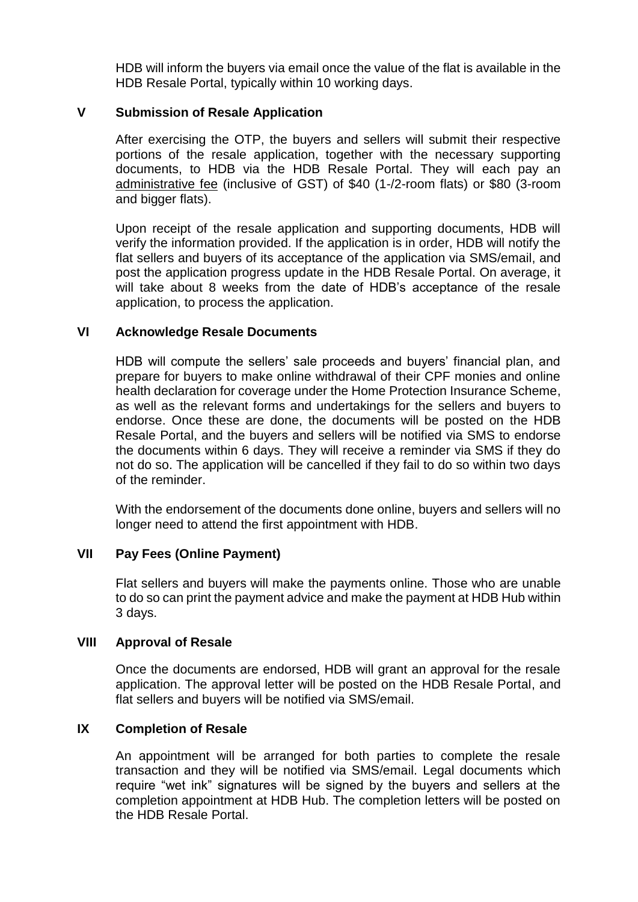HDB will inform the buyers via email once the value of the flat is available in the HDB Resale Portal, typically within 10 working days.

## V Submission of Resale Application

After exercising the OTP, the buyers and sellers will submit their respective portions of the resale application, together with the necessary supporting documents, to HDB via the HDB Resale Portal. They will each pay an administrative fee (inclusive of GST) of $40 (1-/2-room flats) or $80 (3-room and bigger flats).

Upon receipt of the resale application and supporting documents, HDB will verify the information provided. If the application is in order, HDB will notify the flat sellers and buyers of its acceptance of the application via SMS/email, and post the application progress update in the HDB Resale Portal. On average, it will take about 8 weeks from the date of HDB's acceptance of the resale application, to process the application.

## VI Acknowledge Resale Documents

HDB will compute the sellers' sale proceeds and buyers' financial plan, and prepare for buyers to make online withdrawal of their CPF monies and online health declaration for coverage under the Home Protection Insurance Scheme, as well as the relevant forms and undertakings for the sellers and buyers to endorse. Once these are done, the documents will be posted on the HDB Resale Portal, and the buyers and sellers will be notified via SMS to endorse the documents within 6 days. They will receive a reminder via SMS if they do not do so. The application will be cancelled if they fail to do so within two days of the reminder.

With the endorsement of the documents done online, buyers and sellers will no longer need to attend the first appointment with HDB.

## VII Pay Fees (Online Payment)

Flat sellers and buyers will make the payments online. Those who are unable to do so can print the payment advice and make the payment at HDB Hub within 3 days.

## VIII Approval of Resale

Once the documents are endorsed, HDB will grant an approval for the resale application. The approval letter will be posted on the HDB Resale Portal, and flat sellers and buyers will be notified via SMS/email.

## IX Completion of Resale

An appointment will be arranged for both parties to complete the resale transaction and they will be notified via SMS/email. Legal documents which require "wet ink" signatures will be signed by the buyers and sellers at the completion appointment at HDB Hub. The completion letters will be posted on the HDB Resale Portal.